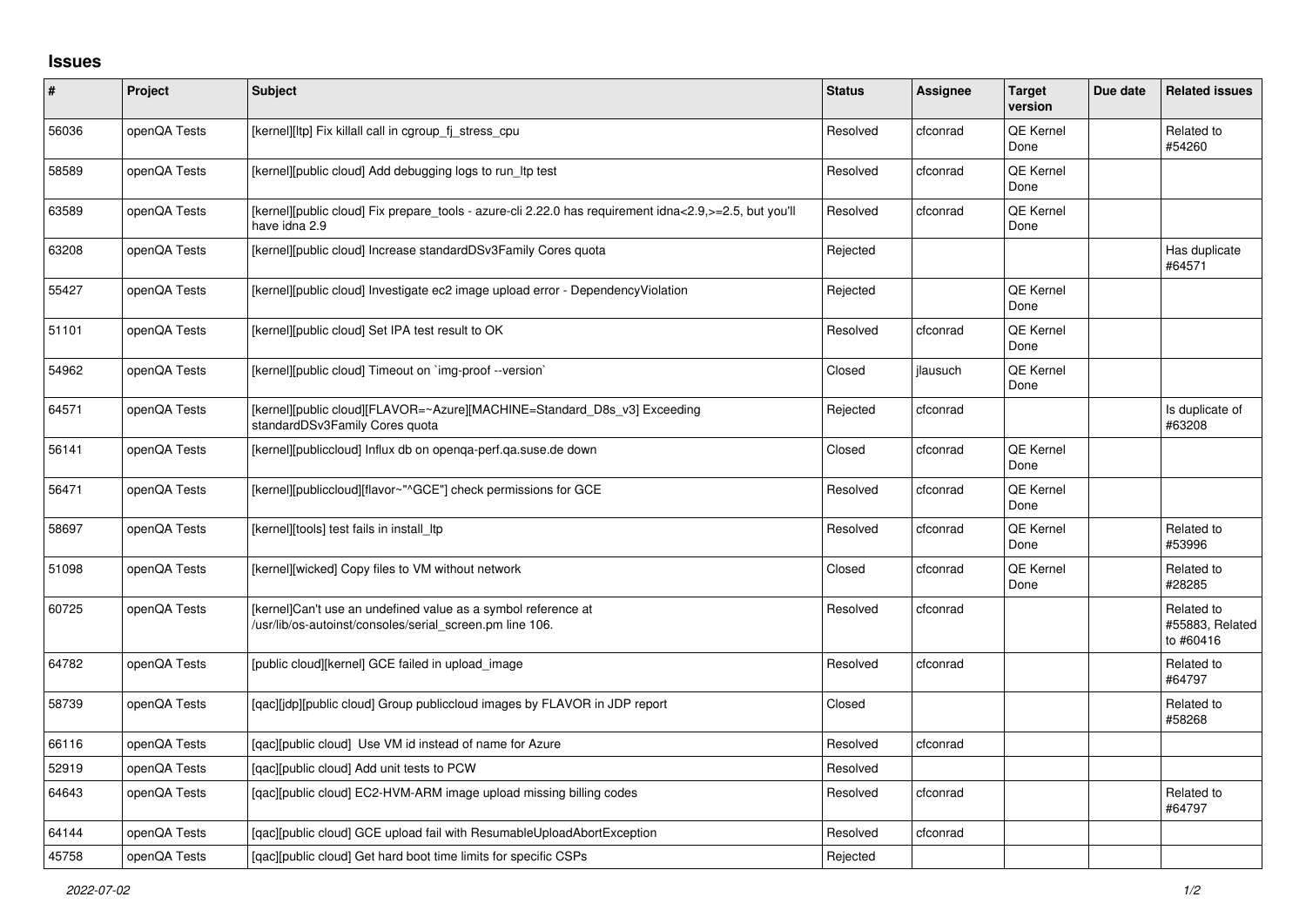## Issues

| # | Project | Subject | Status | Assignee | Target version | Due date | Related issues |
|---|---|---|---|---|---|---|---|
| 56036 | openQA Tests | [kernel][ltp] Fix killall call in cgroup_fj_stress_cpu | Resolved | cfconrad | QE Kernel Done | | Related to #54260 |
| 58589 | openQA Tests | [kernel][public cloud] Add debugging logs to run_ltp test | Resolved | cfconrad | QE Kernel Done | | |
| 63589 | openQA Tests | [kernel][public cloud] Fix prepare_tools - azure-cli 2.22.0 has requirement idna<2.9,>=2.5, but you'll have idna 2.9 | Resolved | cfconrad | QE Kernel Done | | |
| 63208 | openQA Tests | [kernel][public cloud] Increase standardDSv3Family Cores quota | Rejected | | | | Has duplicate #64571 |
| 55427 | openQA Tests | [kernel][public cloud] Investigate ec2 image upload error - DependencyViolation | Rejected | | QE Kernel Done | | |
| 51101 | openQA Tests | [kernel][public cloud] Set IPA test result to OK | Resolved | cfconrad | QE Kernel Done | | |
| 54962 | openQA Tests | [kernel][public cloud] Timeout on `img-proof --version` | Closed | jlausuch | QE Kernel Done | | |
| 64571 | openQA Tests | [kernel][public cloud][FLAVOR=~Azure][MACHINE=Standard_D8s_v3] Exceeding standardDSv3Family Cores quota | Rejected | cfconrad | | | Is duplicate of #63208 |
| 56141 | openQA Tests | [kernel][publiccloud] Influx db on openqa-perf.qa.suse.de down | Closed | cfconrad | QE Kernel Done | | |
| 56471 | openQA Tests | [kernel][publiccloud][flavor~"^GCE"] check permissions for GCE | Resolved | cfconrad | QE Kernel Done | | |
| 58697 | openQA Tests | [kernel][tools] test fails in install_ltp | Resolved | cfconrad | QE Kernel Done | | Related to #53996 |
| 51098 | openQA Tests | [kernel][wicked] Copy files to VM without network | Closed | cfconrad | QE Kernel Done | | Related to #28285 |
| 60725 | openQA Tests | [kernel]Can't use an undefined value as a symbol reference at /usr/lib/os-autoinst/consoles/serial_screen.pm line 106. | Resolved | cfconrad | | | Related to #55883, Related to #60416 |
| 64782 | openQA Tests | [public cloud][kernel] GCE failed in upload_image | Resolved | cfconrad | | | Related to #64797 |
| 58739 | openQA Tests | [qac][jdp][public cloud] Group publiccloud images by FLAVOR in JDP report | Closed | | | | Related to #58268 |
| 66116 | openQA Tests | [qac][public cloud] Use VM id instead of name for Azure | Resolved | cfconrad | | | |
| 52919 | openQA Tests | [qac][public cloud] Add unit tests to PCW | Resolved | | | | |
| 64643 | openQA Tests | [qac][public cloud] EC2-HVM-ARM image upload missing billing codes | Resolved | cfconrad | | | Related to #64797 |
| 64144 | openQA Tests | [qac][public cloud] GCE upload fail with ResumableUploadAbortException | Resolved | cfconrad | | | |
| 45758 | openQA Tests | [qac][public cloud] Get hard boot time limits for specific CSPs | Rejected | | | | |

*2022-07-02*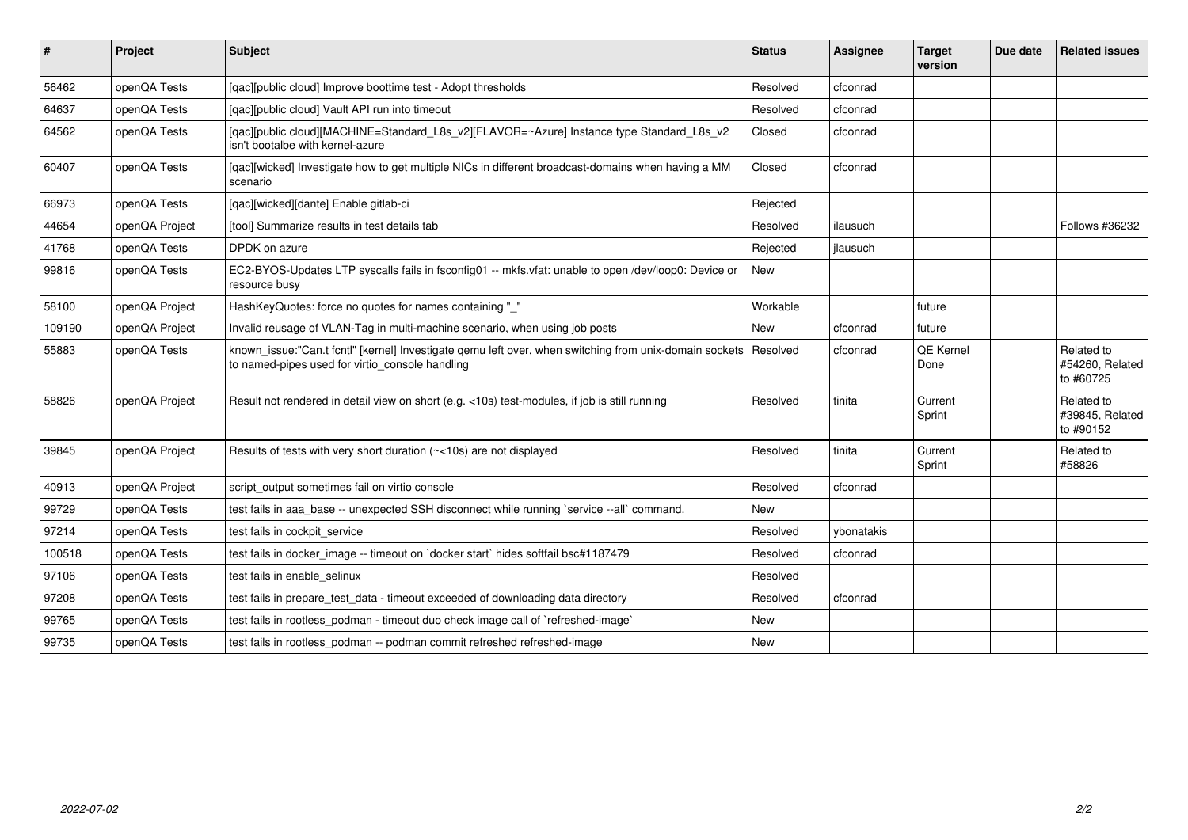| # | Project | Subject | Status | Assignee | Target version | Due date | Related issues |
|---|---|---|---|---|---|---|---|
| 56462 | openQA Tests | [qac][public cloud] Improve boottime test - Adopt thresholds | Resolved | cfconrad | | | |
| 64637 | openQA Tests | [qac][public cloud] Vault API run into timeout | Resolved | cfconrad | | | |
| 64562 | openQA Tests | [qac][public cloud][MACHINE=Standard_L8s_v2][FLAVOR=~Azure] Instance type Standard_L8s_v2 isn't bootalbe with kernel-azure | Closed | cfconrad | | | |
| 60407 | openQA Tests | [qac][wicked] Investigate how to get multiple NICs in different broadcast-domains when having a MM scenario | Closed | cfconrad | | | |
| 66973 | openQA Tests | [qac][wicked][dante] Enable gitlab-ci | Rejected | | | | |
| 44654 | openQA Project | [tool] Summarize results in test details tab | Resolved | ilausuch | | | Follows #36232 |
| 41768 | openQA Tests | DPDK on azure | Rejected | jlausuch | | | |
| 99816 | openQA Tests | EC2-BYOS-Updates LTP syscalls fails in fsconfig01 -- mkfs.vfat: unable to open /dev/loop0: Device or resource busy | New | | | | |
| 58100 | openQA Project | HashKeyQuotes: force no quotes for names containing "_" | Workable | | future | | |
| 109190 | openQA Project | Invalid reusage of VLAN-Tag in multi-machine scenario, when using job posts | New | cfconrad | future | | |
| 55883 | openQA Tests | known_issue:"Can.t fcntl" [kernel] Investigate qemu left over, when switching from unix-domain sockets to named-pipes used for virtio_console handling | Resolved | cfconrad | QE Kernel Done | | Related to #54260, Related to #60725 |
| 58826 | openQA Project | Result not rendered in detail view on short (e.g. <10s) test-modules, if job is still running | Resolved | tinita | Current Sprint | | Related to #39845, Related to #90152 |
| 39845 | openQA Project | Results of tests with very short duration (~<10s) are not displayed | Resolved | tinita | Current Sprint | | Related to #58826 |
| 40913 | openQA Project | script_output sometimes fail on virtio console | Resolved | cfconrad | | | |
| 99729 | openQA Tests | test fails in aaa_base -- unexpected SSH disconnect while running `service --all` command. | New | | | | |
| 97214 | openQA Tests | test fails in cockpit_service | Resolved | ybonatakis | | | |
| 100518 | openQA Tests | test fails in docker_image -- timeout on `docker start` hides softfail bsc#1187479 | Resolved | cfconrad | | | |
| 97106 | openQA Tests | test fails in enable_selinux | Resolved | | | | |
| 97208 | openQA Tests | test fails in prepare_test_data - timeout exceeded of downloading data directory | Resolved | cfconrad | | | |
| 99765 | openQA Tests | test fails in rootless_podman - timeout duo check image call of `refreshed-image` | New | | | | |
| 99735 | openQA Tests | test fails in rootless_podman -- podman commit refreshed refreshed-image | New | | | | |